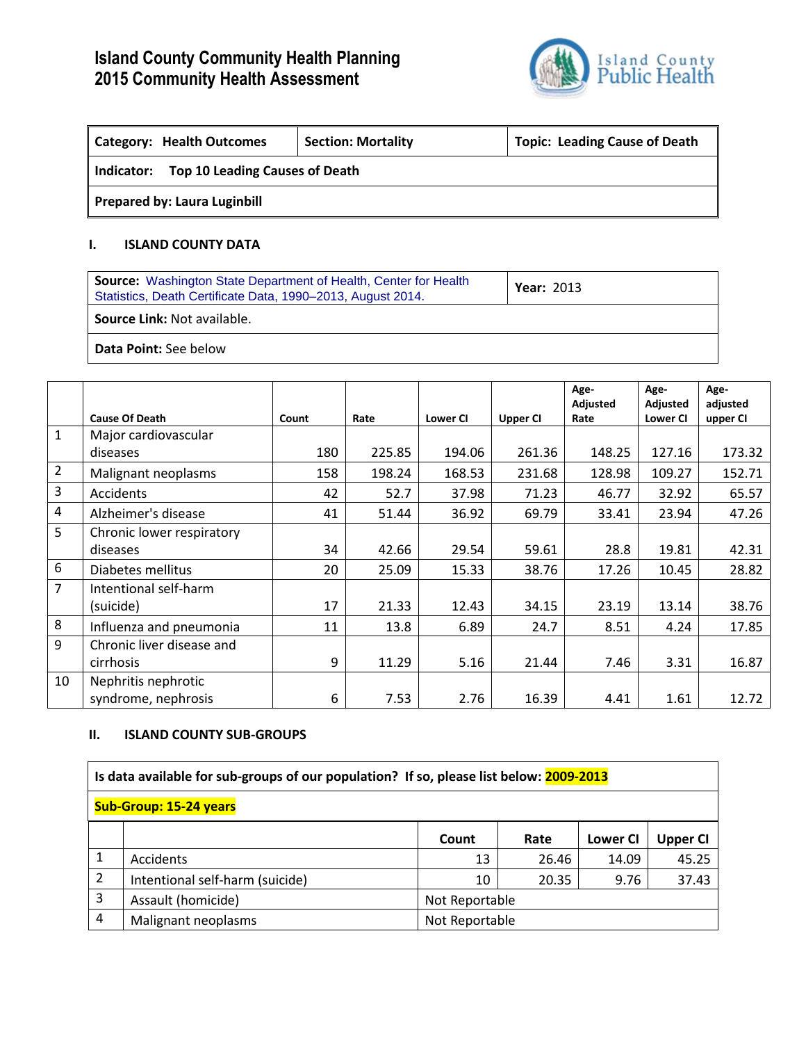# Island County Community Health Planning
# 2015 Community Health Assessment

| Category: Health Outcomes | Section: Mortality | Topic: Leading Cause of Death |
|---|---|---|
| **Indicator:** Top 10 Leading Causes of Death | | |
| **Prepared by:** Laura Luginbill | | |

## I. ISLAND COUNTY DATA

| **Source:** Washington State Department of Health, Center for Health Statistics, Death Certificate Data, 1990–2013, August 2014. | **Year:** 2013 |
|---|---|
| **Source Link:** Not available. | |
| **Data Point:** See below | |

| | Cause Of Death | Count | Rate | Lower CI | Upper CI | Age-Adjusted Rate | Age-Adjusted Lower CI | Age-adjusted upper CI |
|---|---|---|---|---|---|---|---|---|
| 1 | Major cardiovascular diseases | 180 | 225.85 | 194.06 | 261.36 | 148.25 | 127.16 | 173.32 |
| 2 | Malignant neoplasms | 158 | 198.24 | 168.53 | 231.68 | 128.98 | 109.27 | 152.71 |
| 3 | Accidents | 42 | 52.7 | 37.98 | 71.23 | 46.77 | 32.92 | 65.57 |
| 4 | Alzheimer's disease | 41 | 51.44 | 36.92 | 69.79 | 33.41 | 23.94 | 47.26 |
| 5 | Chronic lower respiratory diseases | 34 | 42.66 | 29.54 | 59.61 | 28.8 | 19.81 | 42.31 |
| 6 | Diabetes mellitus | 20 | 25.09 | 15.33 | 38.76 | 17.26 | 10.45 | 28.82 |
| 7 | Intentional self-harm (suicide) | 17 | 21.33 | 12.43 | 34.15 | 23.19 | 13.14 | 38.76 |
| 8 | Influenza and pneumonia | 11 | 13.8 | 6.89 | 24.7 | 8.51 | 4.24 | 17.85 |
| 9 | Chronic liver disease and cirrhosis | 9 | 11.29 | 5.16 | 21.44 | 7.46 | 3.31 | 16.87 |
| 10 | Nephritis nephrotic syndrome, nephrosis | 6 | 7.53 | 2.76 | 16.39 | 4.41 | 1.61 | 12.72 |

## II. ISLAND COUNTY SUB-GROUPS

**Is data available for sub-groups of our population? If so, please list below: 2009-2013**

**Sub-Group: 15-24 years**

| | | Count | Rate | Lower CI | Upper CI |
|---|---|---|---|---|---|
| 1 | Accidents | 13 | 26.46 | 14.09 | 45.25 |
| 2 | Intentional self-harm (suicide) | 10 | 20.35 | 9.76 | 37.43 |
| 3 | Assault (homicide) | Not Reportable | | | |
| 4 | Malignant neoplasms | Not Reportable | | | |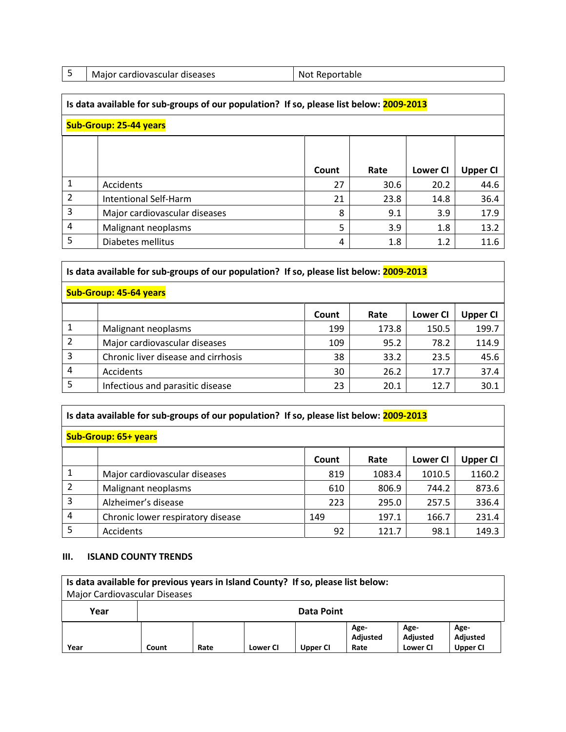| 5 | Major cardiovascular diseases | Not Reportable |
|---|---|---|

**Is data available for sub-groups of our population? If so, please list below: 2009-2013**

**Sub-Group: 25-44 years**

| | | Count | Rate | Lower CI | Upper CI |
|---|---|---|---|---|---|
| 1 | Accidents | 27 | 30.6 | 20.2 | 44.6 |
| 2 | Intentional Self-Harm | 21 | 23.8 | 14.8 | 36.4 |
| 3 | Major cardiovascular diseases | 8 | 9.1 | 3.9 | 17.9 |
| 4 | Malignant neoplasms | 5 | 3.9 | 1.8 | 13.2 |
| 5 | Diabetes mellitus | 4 | 1.8 | 1.2 | 11.6 |

**Is data available for sub-groups of our population? If so, please list below: 2009-2013**

**Sub-Group: 45-64 years**

| | | Count | Rate | Lower CI | Upper CI |
|---|---|---|---|---|---|
| 1 | Malignant neoplasms | 199 | 173.8 | 150.5 | 199.7 |
| 2 | Major cardiovascular diseases | 109 | 95.2 | 78.2 | 114.9 |
| 3 | Chronic liver disease and cirrhosis | 38 | 33.2 | 23.5 | 45.6 |
| 4 | Accidents | 30 | 26.2 | 17.7 | 37.4 |
| 5 | Infectious and parasitic disease | 23 | 20.1 | 12.7 | 30.1 |

**Is data available for sub-groups of our population? If so, please list below: 2009-2013**

**Sub-Group: 65+ years**

| | | Count | Rate | Lower CI | Upper CI |
|---|---|---|---|---|---|
| 1 | Major cardiovascular diseases | 819 | 1083.4 | 1010.5 | 1160.2 |
| 2 | Malignant neoplasms | 610 | 806.9 | 744.2 | 873.6 |
| 3 | Alzheimer's disease | 223 | 295.0 | 257.5 | 336.4 |
| 4 | Chronic lower respiratory disease | 149 | 197.1 | 166.7 | 231.4 |
| 5 | Accidents | 92 | 121.7 | 98.1 | 149.3 |

### III. ISLAND COUNTY TRENDS

**Is data available for previous years in Island County? If so, please list below:**
Major Cardiovascular Diseases

| **Year** | **Data Point** | | | | | |
|---|---|---|---|---|---|---|
| **Year** | **Count** | **Rate** | **Lower CI** | **Upper CI** | **Age-Adjusted Rate** | **Age-Adjusted Lower CI** | **Age-Adjusted Upper CI** |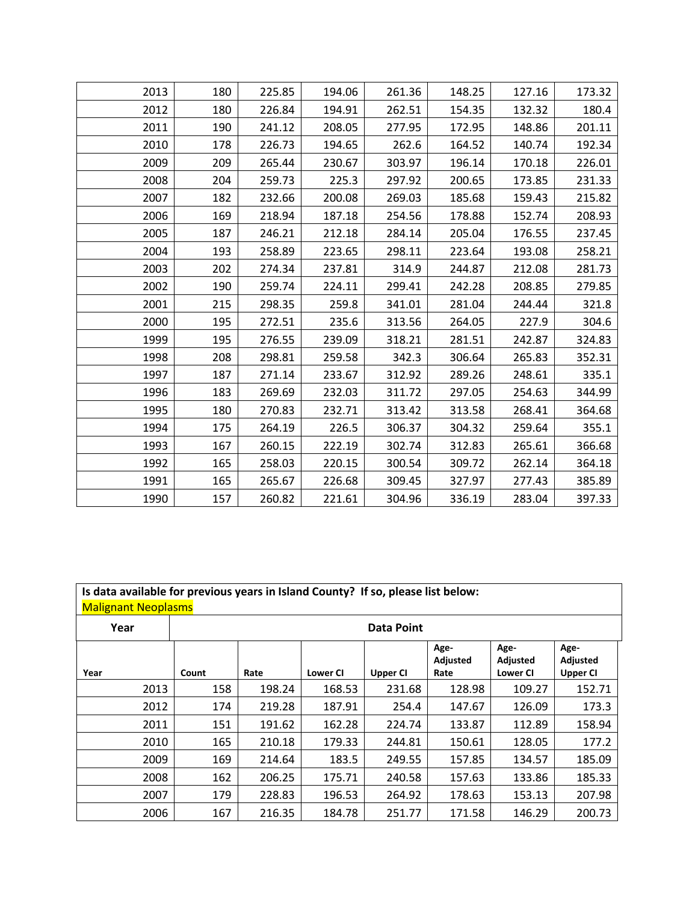| | | | | | | | |
|---|---|---|---|---|---|---|---|
| 2013 | 180 | 225.85 | 194.06 | 261.36 | 148.25 | 127.16 | 173.32 |
| 2012 | 180 | 226.84 | 194.91 | 262.51 | 154.35 | 132.32 | 180.4 |
| 2011 | 190 | 241.12 | 208.05 | 277.95 | 172.95 | 148.86 | 201.11 |
| 2010 | 178 | 226.73 | 194.65 | 262.6 | 164.52 | 140.74 | 192.34 |
| 2009 | 209 | 265.44 | 230.67 | 303.97 | 196.14 | 170.18 | 226.01 |
| 2008 | 204 | 259.73 | 225.3 | 297.92 | 200.65 | 173.85 | 231.33 |
| 2007 | 182 | 232.66 | 200.08 | 269.03 | 185.68 | 159.43 | 215.82 |
| 2006 | 169 | 218.94 | 187.18 | 254.56 | 178.88 | 152.74 | 208.93 |
| 2005 | 187 | 246.21 | 212.18 | 284.14 | 205.04 | 176.55 | 237.45 |
| 2004 | 193 | 258.89 | 223.65 | 298.11 | 223.64 | 193.08 | 258.21 |
| 2003 | 202 | 274.34 | 237.81 | 314.9 | 244.87 | 212.08 | 281.73 |
| 2002 | 190 | 259.74 | 224.11 | 299.41 | 242.28 | 208.85 | 279.85 |
| 2001 | 215 | 298.35 | 259.8 | 341.01 | 281.04 | 244.44 | 321.8 |
| 2000 | 195 | 272.51 | 235.6 | 313.56 | 264.05 | 227.9 | 304.6 |
| 1999 | 195 | 276.55 | 239.09 | 318.21 | 281.51 | 242.87 | 324.83 |
| 1998 | 208 | 298.81 | 259.58 | 342.3 | 306.64 | 265.83 | 352.31 |
| 1997 | 187 | 271.14 | 233.67 | 312.92 | 289.26 | 248.61 | 335.1 |
| 1996 | 183 | 269.69 | 232.03 | 311.72 | 297.05 | 254.63 | 344.99 |
| 1995 | 180 | 270.83 | 232.71 | 313.42 | 313.58 | 268.41 | 364.68 |
| 1994 | 175 | 264.19 | 226.5 | 306.37 | 304.32 | 259.64 | 355.1 |
| 1993 | 167 | 260.15 | 222.19 | 302.74 | 312.83 | 265.61 | 366.68 |
| 1992 | 165 | 258.03 | 220.15 | 300.54 | 309.72 | 262.14 | 364.18 |
| 1991 | 165 | 265.67 | 226.68 | 309.45 | 327.97 | 277.43 | 385.89 |
| 1990 | 157 | 260.82 | 221.61 | 304.96 | 336.19 | 283.04 | 397.33 |

**Is data available for previous years in Island County? If so, please list below:**
Malignant Neoplasms

| Year | Data Point | | | | | | |
|---|---|---|---|---|---|---|---|
| **Year** | **Count** | **Rate** | **Lower CI** | **Upper CI** | **Age-Adjusted Rate** | **Age-Adjusted Lower CI** | **Age-Adjusted Upper CI** |
| 2013 | 158 | 198.24 | 168.53 | 231.68 | 128.98 | 109.27 | 152.71 |
| 2012 | 174 | 219.28 | 187.91 | 254.4 | 147.67 | 126.09 | 173.3 |
| 2011 | 151 | 191.62 | 162.28 | 224.74 | 133.87 | 112.89 | 158.94 |
| 2010 | 165 | 210.18 | 179.33 | 244.81 | 150.61 | 128.05 | 177.2 |
| 2009 | 169 | 214.64 | 183.5 | 249.55 | 157.85 | 134.57 | 185.09 |
| 2008 | 162 | 206.25 | 175.71 | 240.58 | 157.63 | 133.86 | 185.33 |
| 2007 | 179 | 228.83 | 196.53 | 264.92 | 178.63 | 153.13 | 207.98 |
| 2006 | 167 | 216.35 | 184.78 | 251.77 | 171.58 | 146.29 | 200.73 |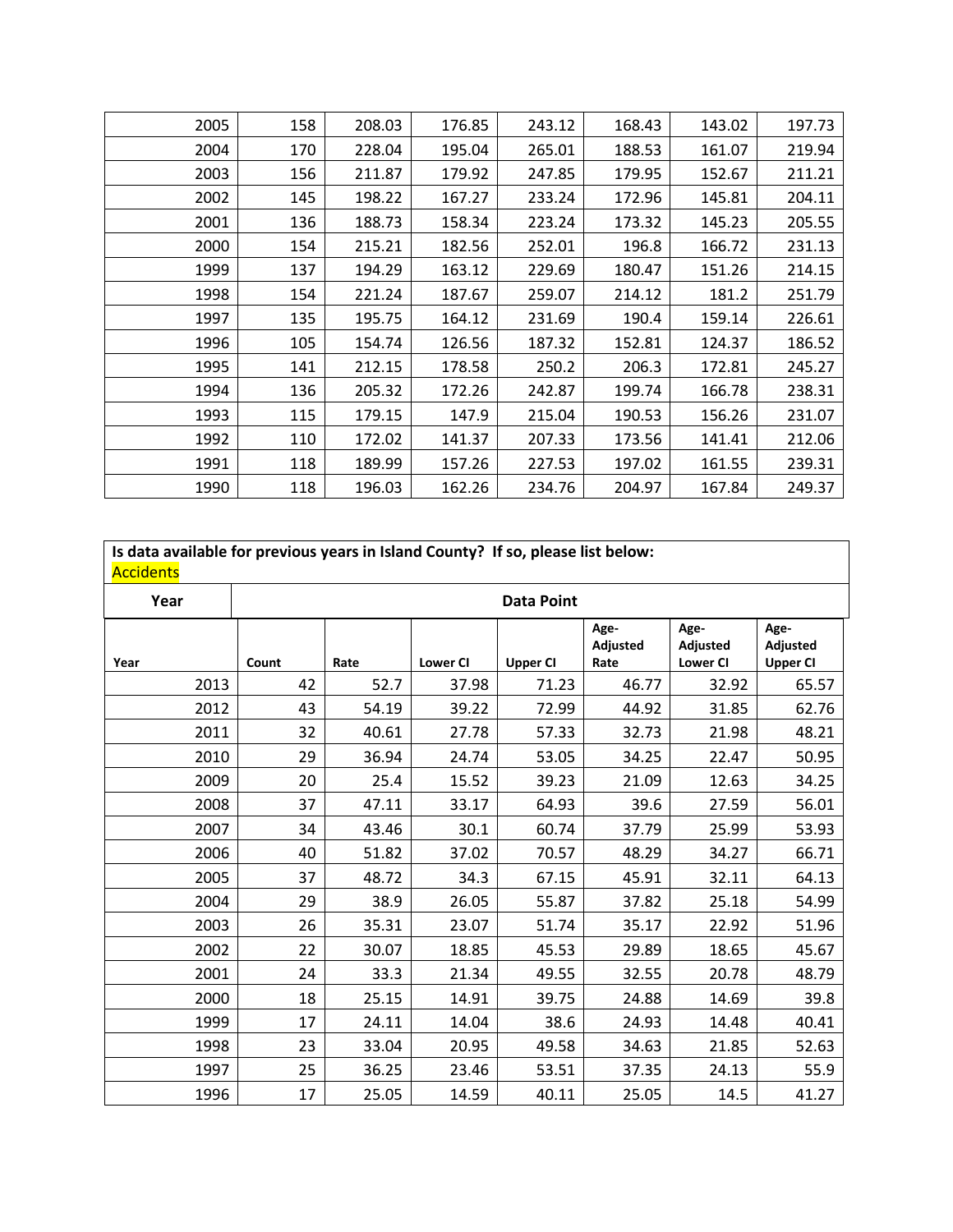| | | | | | | | |
|---|---|---|---|---|---|---|---|
| 2005 | 158 | 208.03 | 176.85 | 243.12 | 168.43 | 143.02 | 197.73 |
| 2004 | 170 | 228.04 | 195.04 | 265.01 | 188.53 | 161.07 | 219.94 |
| 2003 | 156 | 211.87 | 179.92 | 247.85 | 179.95 | 152.67 | 211.21 |
| 2002 | 145 | 198.22 | 167.27 | 233.24 | 172.96 | 145.81 | 204.11 |
| 2001 | 136 | 188.73 | 158.34 | 223.24 | 173.32 | 145.23 | 205.55 |
| 2000 | 154 | 215.21 | 182.56 | 252.01 | 196.8 | 166.72 | 231.13 |
| 1999 | 137 | 194.29 | 163.12 | 229.69 | 180.47 | 151.26 | 214.15 |
| 1998 | 154 | 221.24 | 187.67 | 259.07 | 214.12 | 181.2 | 251.79 |
| 1997 | 135 | 195.75 | 164.12 | 231.69 | 190.4 | 159.14 | 226.61 |
| 1996 | 105 | 154.74 | 126.56 | 187.32 | 152.81 | 124.37 | 186.52 |
| 1995 | 141 | 212.15 | 178.58 | 250.2 | 206.3 | 172.81 | 245.27 |
| 1994 | 136 | 205.32 | 172.26 | 242.87 | 199.74 | 166.78 | 238.31 |
| 1993 | 115 | 179.15 | 147.9 | 215.04 | 190.53 | 156.26 | 231.07 |
| 1992 | 110 | 172.02 | 141.37 | 207.33 | 173.56 | 141.41 | 212.06 |
| 1991 | 118 | 189.99 | 157.26 | 227.53 | 197.02 | 161.55 | 239.31 |
| 1990 | 118 | 196.03 | 162.26 | 234.76 | 204.97 | 167.84 | 249.37 |

**Is data available for previous years in Island County? If so, please list below:**
Accidents

| Year | Data Point | | | | | | |
|---|---|---|---|---|---|---|---|
| **Year** | **Count** | **Rate** | **Lower CI** | **Upper CI** | **Age-Adjusted Rate** | **Age-Adjusted Lower CI** | **Age-Adjusted Upper CI** |
| 2013 | 42 | 52.7 | 37.98 | 71.23 | 46.77 | 32.92 | 65.57 |
| 2012 | 43 | 54.19 | 39.22 | 72.99 | 44.92 | 31.85 | 62.76 |
| 2011 | 32 | 40.61 | 27.78 | 57.33 | 32.73 | 21.98 | 48.21 |
| 2010 | 29 | 36.94 | 24.74 | 53.05 | 34.25 | 22.47 | 50.95 |
| 2009 | 20 | 25.4 | 15.52 | 39.23 | 21.09 | 12.63 | 34.25 |
| 2008 | 37 | 47.11 | 33.17 | 64.93 | 39.6 | 27.59 | 56.01 |
| 2007 | 34 | 43.46 | 30.1 | 60.74 | 37.79 | 25.99 | 53.93 |
| 2006 | 40 | 51.82 | 37.02 | 70.57 | 48.29 | 34.27 | 66.71 |
| 2005 | 37 | 48.72 | 34.3 | 67.15 | 45.91 | 32.11 | 64.13 |
| 2004 | 29 | 38.9 | 26.05 | 55.87 | 37.82 | 25.18 | 54.99 |
| 2003 | 26 | 35.31 | 23.07 | 51.74 | 35.17 | 22.92 | 51.96 |
| 2002 | 22 | 30.07 | 18.85 | 45.53 | 29.89 | 18.65 | 45.67 |
| 2001 | 24 | 33.3 | 21.34 | 49.55 | 32.55 | 20.78 | 48.79 |
| 2000 | 18 | 25.15 | 14.91 | 39.75 | 24.88 | 14.69 | 39.8 |
| 1999 | 17 | 24.11 | 14.04 | 38.6 | 24.93 | 14.48 | 40.41 |
| 1998 | 23 | 33.04 | 20.95 | 49.58 | 34.63 | 21.85 | 52.63 |
| 1997 | 25 | 36.25 | 23.46 | 53.51 | 37.35 | 24.13 | 55.9 |
| 1996 | 17 | 25.05 | 14.59 | 40.11 | 25.05 | 14.5 | 41.27 |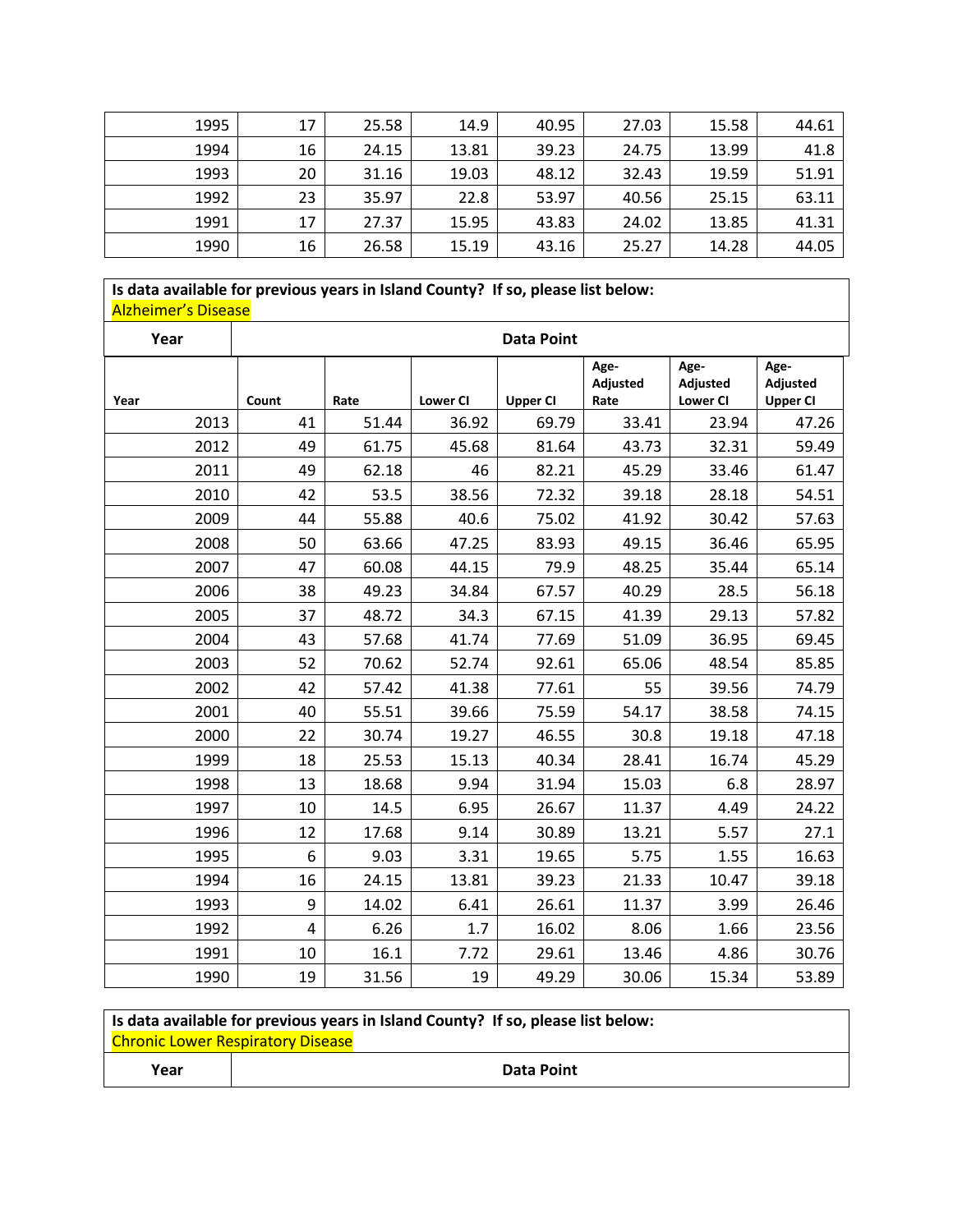| | | | | | | | |
|---|---|---|---|---|---|---|---|
| 1995 | 17 | 25.58 | 14.9 | 40.95 | 27.03 | 15.58 | 44.61 |
| 1994 | 16 | 24.15 | 13.81 | 39.23 | 24.75 | 13.99 | 41.8 |
| 1993 | 20 | 31.16 | 19.03 | 48.12 | 32.43 | 19.59 | 51.91 |
| 1992 | 23 | 35.97 | 22.8 | 53.97 | 40.56 | 25.15 | 63.11 |
| 1991 | 17 | 27.37 | 15.95 | 43.83 | 24.02 | 13.85 | 41.31 |
| 1990 | 16 | 26.58 | 15.19 | 43.16 | 25.27 | 14.28 | 44.05 |

**Is data available for previous years in Island County? If so, please list below:**
Alzheimer's Disease

| Year | Data Point | | | | | | |
|---|---|---|---|---|---|---|---|
| Year | Count | Rate | Lower CI | Upper CI | Age-Adjusted Rate | Age-Adjusted Lower CI | Age-Adjusted Upper CI |
| 2013 | 41 | 51.44 | 36.92 | 69.79 | 33.41 | 23.94 | 47.26 |
| 2012 | 49 | 61.75 | 45.68 | 81.64 | 43.73 | 32.31 | 59.49 |
| 2011 | 49 | 62.18 | 46 | 82.21 | 45.29 | 33.46 | 61.47 |
| 2010 | 42 | 53.5 | 38.56 | 72.32 | 39.18 | 28.18 | 54.51 |
| 2009 | 44 | 55.88 | 40.6 | 75.02 | 41.92 | 30.42 | 57.63 |
| 2008 | 50 | 63.66 | 47.25 | 83.93 | 49.15 | 36.46 | 65.95 |
| 2007 | 47 | 60.08 | 44.15 | 79.9 | 48.25 | 35.44 | 65.14 |
| 2006 | 38 | 49.23 | 34.84 | 67.57 | 40.29 | 28.5 | 56.18 |
| 2005 | 37 | 48.72 | 34.3 | 67.15 | 41.39 | 29.13 | 57.82 |
| 2004 | 43 | 57.68 | 41.74 | 77.69 | 51.09 | 36.95 | 69.45 |
| 2003 | 52 | 70.62 | 52.74 | 92.61 | 65.06 | 48.54 | 85.85 |
| 2002 | 42 | 57.42 | 41.38 | 77.61 | 55 | 39.56 | 74.79 |
| 2001 | 40 | 55.51 | 39.66 | 75.59 | 54.17 | 38.58 | 74.15 |
| 2000 | 22 | 30.74 | 19.27 | 46.55 | 30.8 | 19.18 | 47.18 |
| 1999 | 18 | 25.53 | 15.13 | 40.34 | 28.41 | 16.74 | 45.29 |
| 1998 | 13 | 18.68 | 9.94 | 31.94 | 15.03 | 6.8 | 28.97 |
| 1997 | 10 | 14.5 | 6.95 | 26.67 | 11.37 | 4.49 | 24.22 |
| 1996 | 12 | 17.68 | 9.14 | 30.89 | 13.21 | 5.57 | 27.1 |
| 1995 | 6 | 9.03 | 3.31 | 19.65 | 5.75 | 1.55 | 16.63 |
| 1994 | 16 | 24.15 | 13.81 | 39.23 | 21.33 | 10.47 | 39.18 |
| 1993 | 9 | 14.02 | 6.41 | 26.61 | 11.37 | 3.99 | 26.46 |
| 1992 | 4 | 6.26 | 1.7 | 16.02 | 8.06 | 1.66 | 23.56 |
| 1991 | 10 | 16.1 | 7.72 | 29.61 | 13.46 | 4.86 | 30.76 |
| 1990 | 19 | 31.56 | 19 | 49.29 | 30.06 | 15.34 | 53.89 |

**Is data available for previous years in Island County? If so, please list below:**
Chronic Lower Respiratory Disease

| Year | Data Point |
|---|---|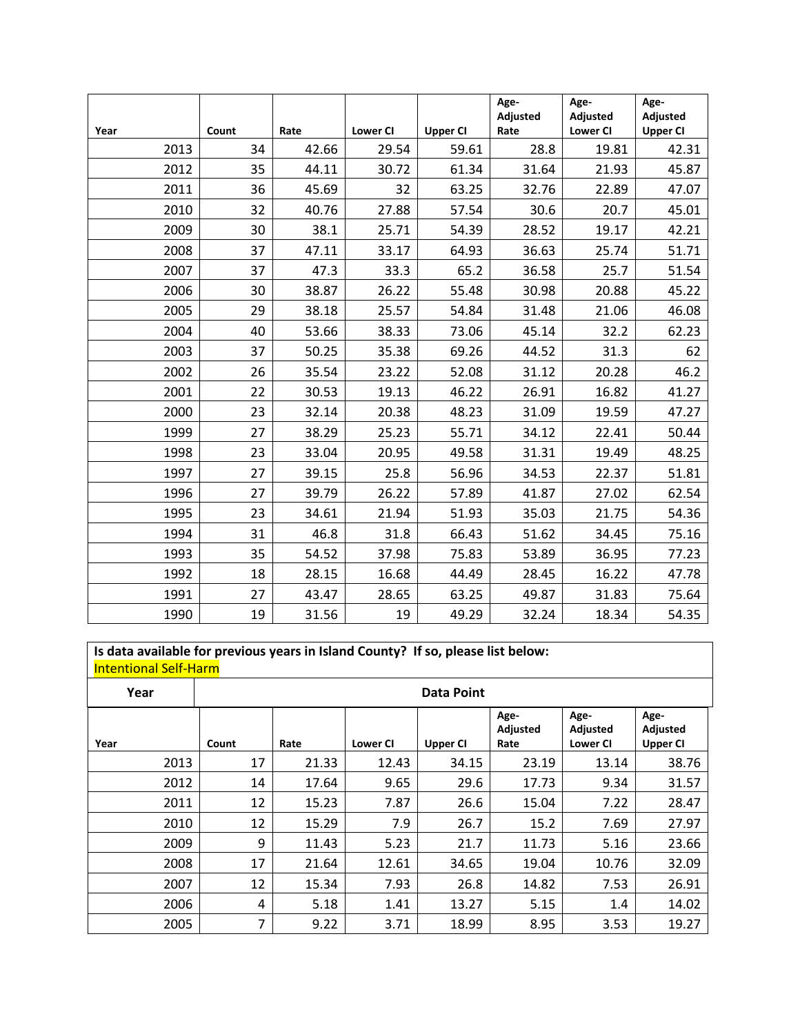| Year | Count | Rate | Lower CI | Upper CI | Age-Adjusted Rate | Age-Adjusted Lower CI | Age-Adjusted Upper CI |
|---|---|---|---|---|---|---|---|
| 2013 | 34 | 42.66 | 29.54 | 59.61 | 28.8 | 19.81 | 42.31 |
| 2012 | 35 | 44.11 | 30.72 | 61.34 | 31.64 | 21.93 | 45.87 |
| 2011 | 36 | 45.69 | 32 | 63.25 | 32.76 | 22.89 | 47.07 |
| 2010 | 32 | 40.76 | 27.88 | 57.54 | 30.6 | 20.7 | 45.01 |
| 2009 | 30 | 38.1 | 25.71 | 54.39 | 28.52 | 19.17 | 42.21 |
| 2008 | 37 | 47.11 | 33.17 | 64.93 | 36.63 | 25.74 | 51.71 |
| 2007 | 37 | 47.3 | 33.3 | 65.2 | 36.58 | 25.7 | 51.54 |
| 2006 | 30 | 38.87 | 26.22 | 55.48 | 30.98 | 20.88 | 45.22 |
| 2005 | 29 | 38.18 | 25.57 | 54.84 | 31.48 | 21.06 | 46.08 |
| 2004 | 40 | 53.66 | 38.33 | 73.06 | 45.14 | 32.2 | 62.23 |
| 2003 | 37 | 50.25 | 35.38 | 69.26 | 44.52 | 31.3 | 62 |
| 2002 | 26 | 35.54 | 23.22 | 52.08 | 31.12 | 20.28 | 46.2 |
| 2001 | 22 | 30.53 | 19.13 | 46.22 | 26.91 | 16.82 | 41.27 |
| 2000 | 23 | 32.14 | 20.38 | 48.23 | 31.09 | 19.59 | 47.27 |
| 1999 | 27 | 38.29 | 25.23 | 55.71 | 34.12 | 22.41 | 50.44 |
| 1998 | 23 | 33.04 | 20.95 | 49.58 | 31.31 | 19.49 | 48.25 |
| 1997 | 27 | 39.15 | 25.8 | 56.96 | 34.53 | 22.37 | 51.81 |
| 1996 | 27 | 39.79 | 26.22 | 57.89 | 41.87 | 27.02 | 62.54 |
| 1995 | 23 | 34.61 | 21.94 | 51.93 | 35.03 | 21.75 | 54.36 |
| 1994 | 31 | 46.8 | 31.8 | 66.43 | 51.62 | 34.45 | 75.16 |
| 1993 | 35 | 54.52 | 37.98 | 75.83 | 53.89 | 36.95 | 77.23 |
| 1992 | 18 | 28.15 | 16.68 | 44.49 | 28.45 | 16.22 | 47.78 |
| 1991 | 27 | 43.47 | 28.65 | 63.25 | 49.87 | 31.83 | 75.64 |
| 1990 | 19 | 31.56 | 19 | 49.29 | 32.24 | 18.34 | 54.35 |

**Is data available for previous years in Island County? If so, please list below:**

Intentional Self-Harm

| Year | Data Point | | | | | | |
|---|---|---|---|---|---|---|---|
| Year | Count | Rate | Lower CI | Upper CI | Age-Adjusted Rate | Age-Adjusted Lower CI | Age-Adjusted Upper CI |
| 2013 | 17 | 21.33 | 12.43 | 34.15 | 23.19 | 13.14 | 38.76 |
| 2012 | 14 | 17.64 | 9.65 | 29.6 | 17.73 | 9.34 | 31.57 |
| 2011 | 12 | 15.23 | 7.87 | 26.6 | 15.04 | 7.22 | 28.47 |
| 2010 | 12 | 15.29 | 7.9 | 26.7 | 15.2 | 7.69 | 27.97 |
| 2009 | 9 | 11.43 | 5.23 | 21.7 | 11.73 | 5.16 | 23.66 |
| 2008 | 17 | 21.64 | 12.61 | 34.65 | 19.04 | 10.76 | 32.09 |
| 2007 | 12 | 15.34 | 7.93 | 26.8 | 14.82 | 7.53 | 26.91 |
| 2006 | 4 | 5.18 | 1.41 | 13.27 | 5.15 | 1.4 | 14.02 |
| 2005 | 7 | 9.22 | 3.71 | 18.99 | 8.95 | 3.53 | 19.27 |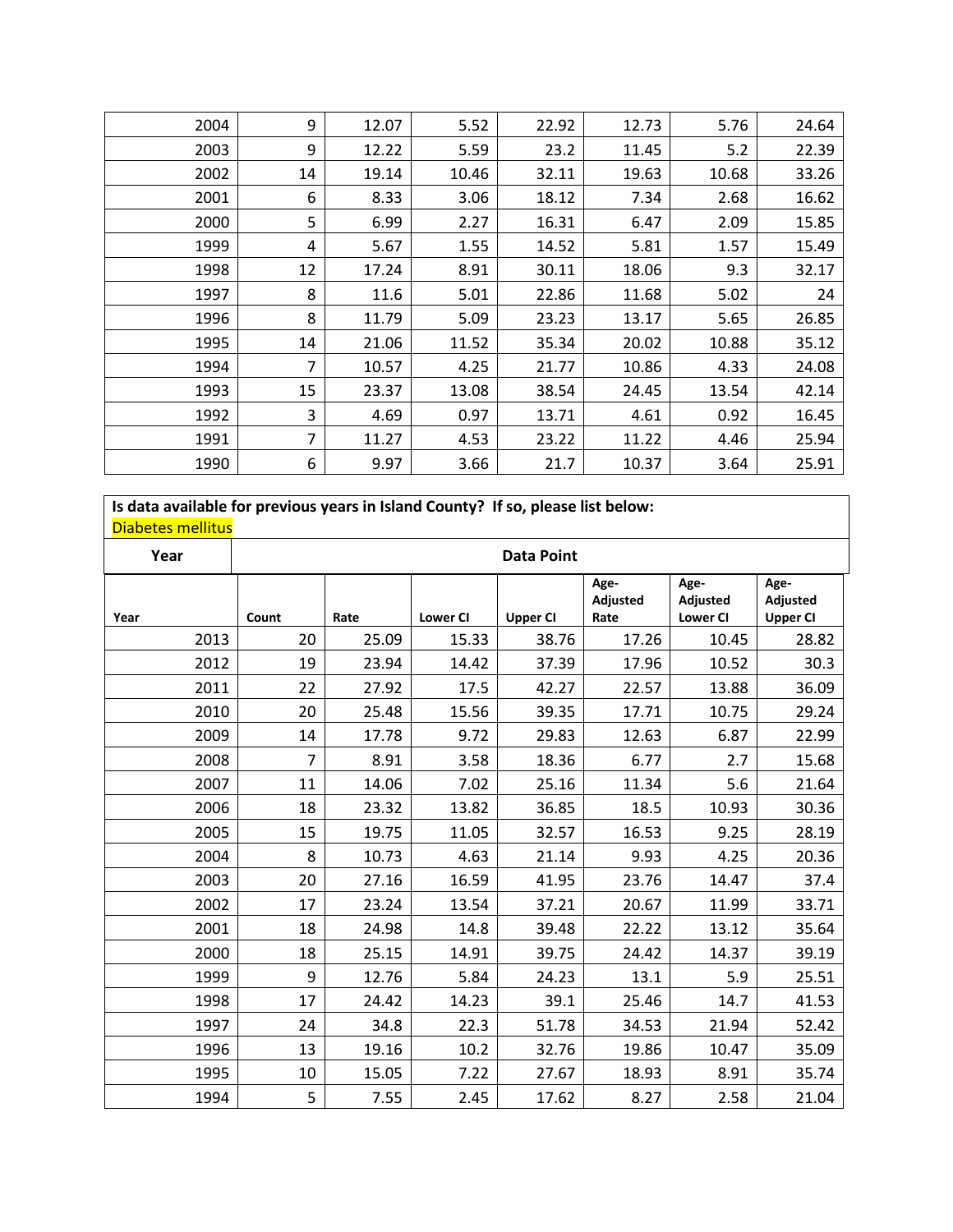| | | | | | | | |
|---|---|---|---|---|---|---|---|
| 2004 | 9 | 12.07 | 5.52 | 22.92 | 12.73 | 5.76 | 24.64 |
| 2003 | 9 | 12.22 | 5.59 | 23.2 | 11.45 | 5.2 | 22.39 |
| 2002 | 14 | 19.14 | 10.46 | 32.11 | 19.63 | 10.68 | 33.26 |
| 2001 | 6 | 8.33 | 3.06 | 18.12 | 7.34 | 2.68 | 16.62 |
| 2000 | 5 | 6.99 | 2.27 | 16.31 | 6.47 | 2.09 | 15.85 |
| 1999 | 4 | 5.67 | 1.55 | 14.52 | 5.81 | 1.57 | 15.49 |
| 1998 | 12 | 17.24 | 8.91 | 30.11 | 18.06 | 9.3 | 32.17 |
| 1997 | 8 | 11.6 | 5.01 | 22.86 | 11.68 | 5.02 | 24 |
| 1996 | 8 | 11.79 | 5.09 | 23.23 | 13.17 | 5.65 | 26.85 |
| 1995 | 14 | 21.06 | 11.52 | 35.34 | 20.02 | 10.88 | 35.12 |
| 1994 | 7 | 10.57 | 4.25 | 21.77 | 10.86 | 4.33 | 24.08 |
| 1993 | 15 | 23.37 | 13.08 | 38.54 | 24.45 | 13.54 | 42.14 |
| 1992 | 3 | 4.69 | 0.97 | 13.71 | 4.61 | 0.92 | 16.45 |
| 1991 | 7 | 11.27 | 4.53 | 23.22 | 11.22 | 4.46 | 25.94 |
| 1990 | 6 | 9.97 | 3.66 | 21.7 | 10.37 | 3.64 | 25.91 |

**Is data available for previous years in Island County? If so, please list below:**

Diabetes mellitus

| **Year** | **Data Point** | | | | | | |
|---|---|---|---|---|---|---|---|
| **Year** | **Count** | **Rate** | **Lower CI** | **Upper CI** | **Age-Adjusted Rate** | **Age-Adjusted Lower CI** | **Age-Adjusted Upper CI** |
| 2013 | 20 | 25.09 | 15.33 | 38.76 | 17.26 | 10.45 | 28.82 |
| 2012 | 19 | 23.94 | 14.42 | 37.39 | 17.96 | 10.52 | 30.3 |
| 2011 | 22 | 27.92 | 17.5 | 42.27 | 22.57 | 13.88 | 36.09 |
| 2010 | 20 | 25.48 | 15.56 | 39.35 | 17.71 | 10.75 | 29.24 |
| 2009 | 14 | 17.78 | 9.72 | 29.83 | 12.63 | 6.87 | 22.99 |
| 2008 | 7 | 8.91 | 3.58 | 18.36 | 6.77 | 2.7 | 15.68 |
| 2007 | 11 | 14.06 | 7.02 | 25.16 | 11.34 | 5.6 | 21.64 |
| 2006 | 18 | 23.32 | 13.82 | 36.85 | 18.5 | 10.93 | 30.36 |
| 2005 | 15 | 19.75 | 11.05 | 32.57 | 16.53 | 9.25 | 28.19 |
| 2004 | 8 | 10.73 | 4.63 | 21.14 | 9.93 | 4.25 | 20.36 |
| 2003 | 20 | 27.16 | 16.59 | 41.95 | 23.76 | 14.47 | 37.4 |
| 2002 | 17 | 23.24 | 13.54 | 37.21 | 20.67 | 11.99 | 33.71 |
| 2001 | 18 | 24.98 | 14.8 | 39.48 | 22.22 | 13.12 | 35.64 |
| 2000 | 18 | 25.15 | 14.91 | 39.75 | 24.42 | 14.37 | 39.19 |
| 1999 | 9 | 12.76 | 5.84 | 24.23 | 13.1 | 5.9 | 25.51 |
| 1998 | 17 | 24.42 | 14.23 | 39.1 | 25.46 | 14.7 | 41.53 |
| 1997 | 24 | 34.8 | 22.3 | 51.78 | 34.53 | 21.94 | 52.42 |
| 1996 | 13 | 19.16 | 10.2 | 32.76 | 19.86 | 10.47 | 35.09 |
| 1995 | 10 | 15.05 | 7.22 | 27.67 | 18.93 | 8.91 | 35.74 |
| 1994 | 5 | 7.55 | 2.45 | 17.62 | 8.27 | 2.58 | 21.04 |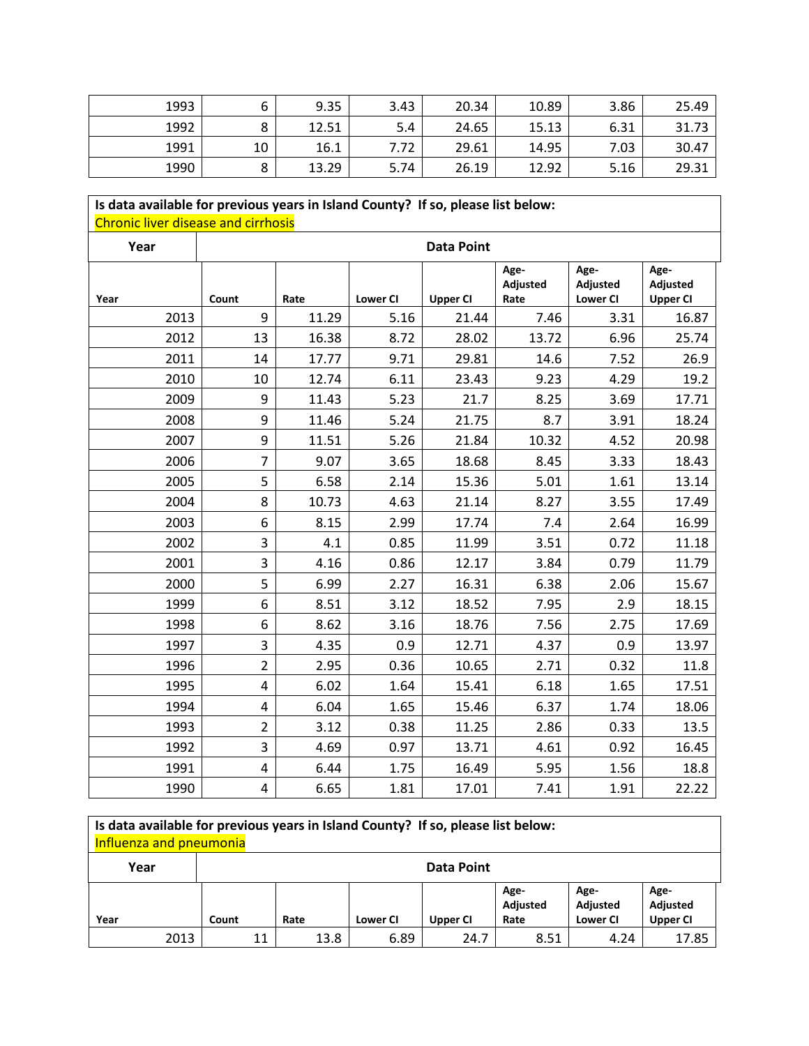| | | | | | | | |
|---|---|---|---|---|---|---|---|
| 1993 | 6 | 9.35 | 3.43 | 20.34 | 10.89 | 3.86 | 25.49 |
| 1992 | 8 | 12.51 | 5.4 | 24.65 | 15.13 | 6.31 | 31.73 |
| 1991 | 10 | 16.1 | 7.72 | 29.61 | 14.95 | 7.03 | 30.47 |
| 1990 | 8 | 13.29 | 5.74 | 26.19 | 12.92 | 5.16 | 29.31 |

**Is data available for previous years in Island County? If so, please list below:**
Chronic liver disease and cirrhosis

| **Year** | **Data Point** | | | | | | |
|---|---|---|---|---|---|---|---|
| **Year** | **Count** | **Rate** | **Lower CI** | **Upper CI** | **Age-Adjusted Rate** | **Age-Adjusted Lower CI** | **Age-Adjusted Upper CI** |
| 2013 | 9 | 11.29 | 5.16 | 21.44 | 7.46 | 3.31 | 16.87 |
| 2012 | 13 | 16.38 | 8.72 | 28.02 | 13.72 | 6.96 | 25.74 |
| 2011 | 14 | 17.77 | 9.71 | 29.81 | 14.6 | 7.52 | 26.9 |
| 2010 | 10 | 12.74 | 6.11 | 23.43 | 9.23 | 4.29 | 19.2 |
| 2009 | 9 | 11.43 | 5.23 | 21.7 | 8.25 | 3.69 | 17.71 |
| 2008 | 9 | 11.46 | 5.24 | 21.75 | 8.7 | 3.91 | 18.24 |
| 2007 | 9 | 11.51 | 5.26 | 21.84 | 10.32 | 4.52 | 20.98 |
| 2006 | 7 | 9.07 | 3.65 | 18.68 | 8.45 | 3.33 | 18.43 |
| 2005 | 5 | 6.58 | 2.14 | 15.36 | 5.01 | 1.61 | 13.14 |
| 2004 | 8 | 10.73 | 4.63 | 21.14 | 8.27 | 3.55 | 17.49 |
| 2003 | 6 | 8.15 | 2.99 | 17.74 | 7.4 | 2.64 | 16.99 |
| 2002 | 3 | 4.1 | 0.85 | 11.99 | 3.51 | 0.72 | 11.18 |
| 2001 | 3 | 4.16 | 0.86 | 12.17 | 3.84 | 0.79 | 11.79 |
| 2000 | 5 | 6.99 | 2.27 | 16.31 | 6.38 | 2.06 | 15.67 |
| 1999 | 6 | 8.51 | 3.12 | 18.52 | 7.95 | 2.9 | 18.15 |
| 1998 | 6 | 8.62 | 3.16 | 18.76 | 7.56 | 2.75 | 17.69 |
| 1997 | 3 | 4.35 | 0.9 | 12.71 | 4.37 | 0.9 | 13.97 |
| 1996 | 2 | 2.95 | 0.36 | 10.65 | 2.71 | 0.32 | 11.8 |
| 1995 | 4 | 6.02 | 1.64 | 15.41 | 6.18 | 1.65 | 17.51 |
| 1994 | 4 | 6.04 | 1.65 | 15.46 | 6.37 | 1.74 | 18.06 |
| 1993 | 2 | 3.12 | 0.38 | 11.25 | 2.86 | 0.33 | 13.5 |
| 1992 | 3 | 4.69 | 0.97 | 13.71 | 4.61 | 0.92 | 16.45 |
| 1991 | 4 | 6.44 | 1.75 | 16.49 | 5.95 | 1.56 | 18.8 |
| 1990 | 4 | 6.65 | 1.81 | 17.01 | 7.41 | 1.91 | 22.22 |

**Is data available for previous years in Island County? If so, please list below:**
Influenza and pneumonia

| **Year** | **Data Point** | | | | | | |
|---|---|---|---|---|---|---|---|
| **Year** | **Count** | **Rate** | **Lower CI** | **Upper CI** | **Age-Adjusted Rate** | **Age-Adjusted Lower CI** | **Age-Adjusted Upper CI** |
| 2013 | 11 | 13.8 | 6.89 | 24.7 | 8.51 | 4.24 | 17.85 |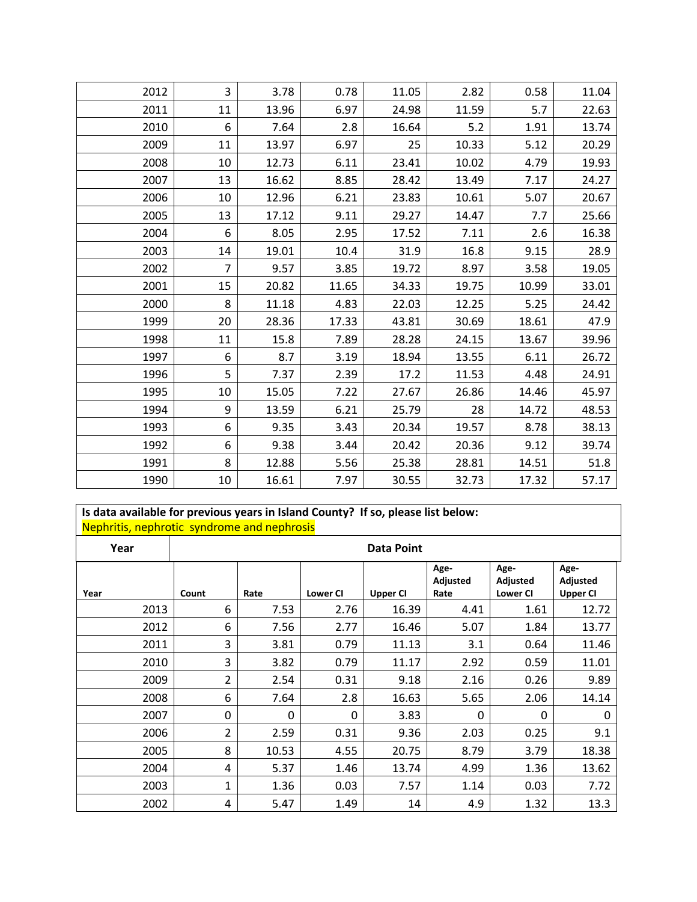| | | | | | | | |
|---|---|---|---|---|---|---|---|
| 2012 | 3 | 3.78 | 0.78 | 11.05 | 2.82 | 0.58 | 11.04 |
| 2011 | 11 | 13.96 | 6.97 | 24.98 | 11.59 | 5.7 | 22.63 |
| 2010 | 6 | 7.64 | 2.8 | 16.64 | 5.2 | 1.91 | 13.74 |
| 2009 | 11 | 13.97 | 6.97 | 25 | 10.33 | 5.12 | 20.29 |
| 2008 | 10 | 12.73 | 6.11 | 23.41 | 10.02 | 4.79 | 19.93 |
| 2007 | 13 | 16.62 | 8.85 | 28.42 | 13.49 | 7.17 | 24.27 |
| 2006 | 10 | 12.96 | 6.21 | 23.83 | 10.61 | 5.07 | 20.67 |
| 2005 | 13 | 17.12 | 9.11 | 29.27 | 14.47 | 7.7 | 25.66 |
| 2004 | 6 | 8.05 | 2.95 | 17.52 | 7.11 | 2.6 | 16.38 |
| 2003 | 14 | 19.01 | 10.4 | 31.9 | 16.8 | 9.15 | 28.9 |
| 2002 | 7 | 9.57 | 3.85 | 19.72 | 8.97 | 3.58 | 19.05 |
| 2001 | 15 | 20.82 | 11.65 | 34.33 | 19.75 | 10.99 | 33.01 |
| 2000 | 8 | 11.18 | 4.83 | 22.03 | 12.25 | 5.25 | 24.42 |
| 1999 | 20 | 28.36 | 17.33 | 43.81 | 30.69 | 18.61 | 47.9 |
| 1998 | 11 | 15.8 | 7.89 | 28.28 | 24.15 | 13.67 | 39.96 |
| 1997 | 6 | 8.7 | 3.19 | 18.94 | 13.55 | 6.11 | 26.72 |
| 1996 | 5 | 7.37 | 2.39 | 17.2 | 11.53 | 4.48 | 24.91 |
| 1995 | 10 | 15.05 | 7.22 | 27.67 | 26.86 | 14.46 | 45.97 |
| 1994 | 9 | 13.59 | 6.21 | 25.79 | 28 | 14.72 | 48.53 |
| 1993 | 6 | 9.35 | 3.43 | 20.34 | 19.57 | 8.78 | 38.13 |
| 1992 | 6 | 9.38 | 3.44 | 20.42 | 20.36 | 9.12 | 39.74 |
| 1991 | 8 | 12.88 | 5.56 | 25.38 | 28.81 | 14.51 | 51.8 |
| 1990 | 10 | 16.61 | 7.97 | 30.55 | 32.73 | 17.32 | 57.17 |

**Is data available for previous years in Island County? If so, please list below:**
Nephritis, nephrotic syndrome and nephrosis

| Year | Data Point | | | | | | |
|---|---|---|---|---|---|---|---|
| **Year** | **Count** | **Rate** | **Lower CI** | **Upper CI** | **Age-Adjusted Rate** | **Age-Adjusted Lower CI** | **Age-Adjusted Upper CI** |
| 2013 | 6 | 7.53 | 2.76 | 16.39 | 4.41 | 1.61 | 12.72 |
| 2012 | 6 | 7.56 | 2.77 | 16.46 | 5.07 | 1.84 | 13.77 |
| 2011 | 3 | 3.81 | 0.79 | 11.13 | 3.1 | 0.64 | 11.46 |
| 2010 | 3 | 3.82 | 0.79 | 11.17 | 2.92 | 0.59 | 11.01 |
| 2009 | 2 | 2.54 | 0.31 | 9.18 | 2.16 | 0.26 | 9.89 |
| 2008 | 6 | 7.64 | 2.8 | 16.63 | 5.65 | 2.06 | 14.14 |
| 2007 | 0 | 0 | 0 | 3.83 | 0 | 0 | 0 |
| 2006 | 2 | 2.59 | 0.31 | 9.36 | 2.03 | 0.25 | 9.1 |
| 2005 | 8 | 10.53 | 4.55 | 20.75 | 8.79 | 3.79 | 18.38 |
| 2004 | 4 | 5.37 | 1.46 | 13.74 | 4.99 | 1.36 | 13.62 |
| 2003 | 1 | 1.36 | 0.03 | 7.57 | 1.14 | 0.03 | 7.72 |
| 2002 | 4 | 5.47 | 1.49 | 14 | 4.9 | 1.32 | 13.3 |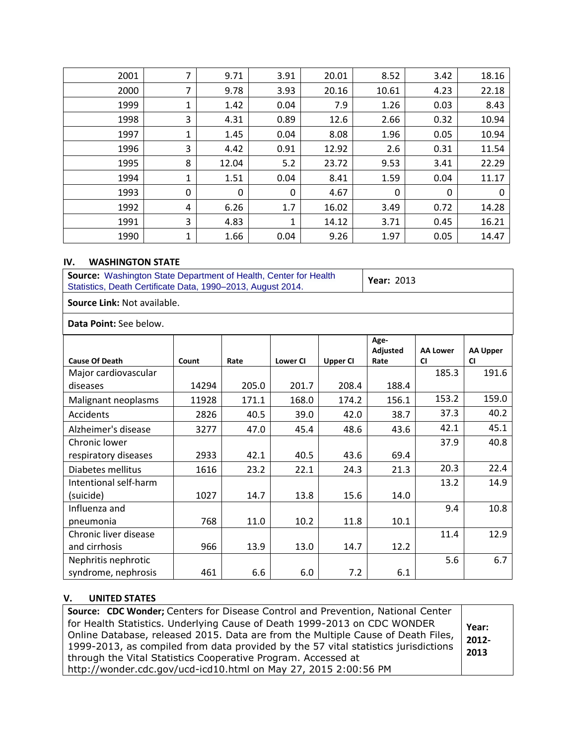| | | | | | | | |
|---|---|---|---|---|---|---|---|
| 2001 | 7 | 9.71 | 3.91 | 20.01 | 8.52 | 3.42 | 18.16 |
| 2000 | 7 | 9.78 | 3.93 | 20.16 | 10.61 | 4.23 | 22.18 |
| 1999 | 1 | 1.42 | 0.04 | 7.9 | 1.26 | 0.03 | 8.43 |
| 1998 | 3 | 4.31 | 0.89 | 12.6 | 2.66 | 0.32 | 10.94 |
| 1997 | 1 | 1.45 | 0.04 | 8.08 | 1.96 | 0.05 | 10.94 |
| 1996 | 3 | 4.42 | 0.91 | 12.92 | 2.6 | 0.31 | 11.54 |
| 1995 | 8 | 12.04 | 5.2 | 23.72 | 9.53 | 3.41 | 22.29 |
| 1994 | 1 | 1.51 | 0.04 | 8.41 | 1.59 | 0.04 | 11.17 |
| 1993 | 0 | 0 | 0 | 4.67 | 0 | 0 | 0 |
| 1992 | 4 | 6.26 | 1.7 | 16.02 | 3.49 | 0.72 | 14.28 |
| 1991 | 3 | 4.83 | 1 | 14.12 | 3.71 | 0.45 | 16.21 |
| 1990 | 1 | 1.66 | 0.04 | 9.26 | 1.97 | 0.05 | 14.47 |

## IV. WASHINGTON STATE

| **Source:** Washington State Department of Health, Center for Health Statistics, Death Certificate Data, 1990–2013, August 2014. | **Year:** 2013 |
|---|---|
| **Source Link:** Not available. | |
| **Data Point:** See below. | |

| Cause Of Death | Count | Rate | Lower CI | Upper CI | Age-Adjusted Rate | AA Lower CI | AA Upper CI |
|---|---|---|---|---|---|---|---|
| Major cardiovascular diseases | 14294 | 205.0 | 201.7 | 208.4 | 188.4 | 185.3 | 191.6 |
| Malignant neoplasms | 11928 | 171.1 | 168.0 | 174.2 | 156.1 | 153.2 | 159.0 |
| Accidents | 2826 | 40.5 | 39.0 | 42.0 | 38.7 | 37.3 | 40.2 |
| Alzheimer's disease | 3277 | 47.0 | 45.4 | 48.6 | 43.6 | 42.1 | 45.1 |
| Chronic lower respiratory diseases | 2933 | 42.1 | 40.5 | 43.6 | 69.4 | 37.9 | 40.8 |
| Diabetes mellitus | 1616 | 23.2 | 22.1 | 24.3 | 21.3 | 20.3 | 22.4 |
| Intentional self-harm (suicide) | 1027 | 14.7 | 13.8 | 15.6 | 14.0 | 13.2 | 14.9 |
| Influenza and pneumonia | 768 | 11.0 | 10.2 | 11.8 | 10.1 | 9.4 | 10.8 |
| Chronic liver disease and cirrhosis | 966 | 13.9 | 13.0 | 14.7 | 12.2 | 11.4 | 12.9 |
| Nephritis nephrotic syndrome, nephrosis | 461 | 6.6 | 6.0 | 7.2 | 6.1 | 5.6 | 6.7 |

## V. UNITED STATES

| **Source: CDC Wonder;** Centers for Disease Control and Prevention, National Center for Health Statistics. Underlying Cause of Death 1999-2013 on CDC WONDER Online Database, released 2015. Data are from the Multiple Cause of Death Files, 1999-2013, as compiled from data provided by the 57 vital statistics jurisdictions through the Vital Statistics Cooperative Program. Accessed at http://wonder.cdc.gov/ucd-icd10.html on May 27, 2015 2:00:56 PM | **Year: 2012-2013** |
|---|---|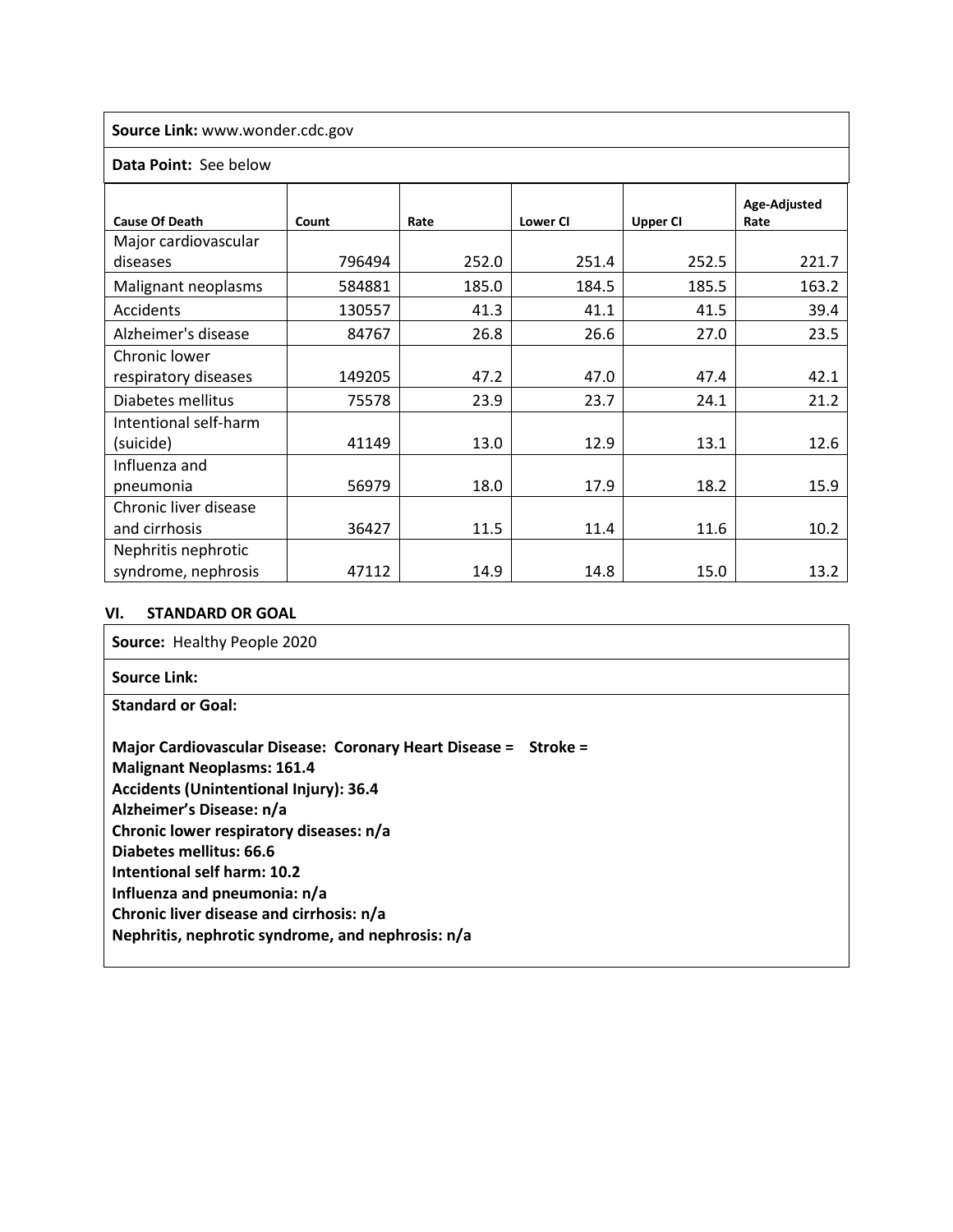**Source Link:** www.wonder.cdc.gov

**Data Point:** See below

| Cause Of Death | Count | Rate | Lower CI | Upper CI | Age-Adjusted Rate |
|---|---|---|---|---|---|
| Major cardiovascular diseases | 796494 | 252.0 | 251.4 | 252.5 | 221.7 |
| Malignant neoplasms | 584881 | 185.0 | 184.5 | 185.5 | 163.2 |
| Accidents | 130557 | 41.3 | 41.1 | 41.5 | 39.4 |
| Alzheimer's disease | 84767 | 26.8 | 26.6 | 27.0 | 23.5 |
| Chronic lower respiratory diseases | 149205 | 47.2 | 47.0 | 47.4 | 42.1 |
| Diabetes mellitus | 75578 | 23.9 | 23.7 | 24.1 | 21.2 |
| Intentional self-harm (suicide) | 41149 | 13.0 | 12.9 | 13.1 | 12.6 |
| Influenza and pneumonia | 56979 | 18.0 | 17.9 | 18.2 | 15.9 |
| Chronic liver disease and cirrhosis | 36427 | 11.5 | 11.4 | 11.6 | 10.2 |
| Nephritis nephrotic syndrome, nephrosis | 47112 | 14.9 | 14.8 | 15.0 | 13.2 |

## VI. STANDARD OR GOAL

**Source:** Healthy People 2020

**Source Link:**

**Standard or Goal:**

**Major Cardiovascular Disease: Coronary Heart Disease = Stroke =**
**Malignant Neoplasms: 161.4**
**Accidents (Unintentional Injury): 36.4**
**Alzheimer's Disease: n/a**
**Chronic lower respiratory diseases: n/a**
**Diabetes mellitus: 66.6**
**Intentional self harm: 10.2**
**Influenza and pneumonia: n/a**
**Chronic liver disease and cirrhosis: n/a**
**Nephritis, nephrotic syndrome, and nephrosis: n/a**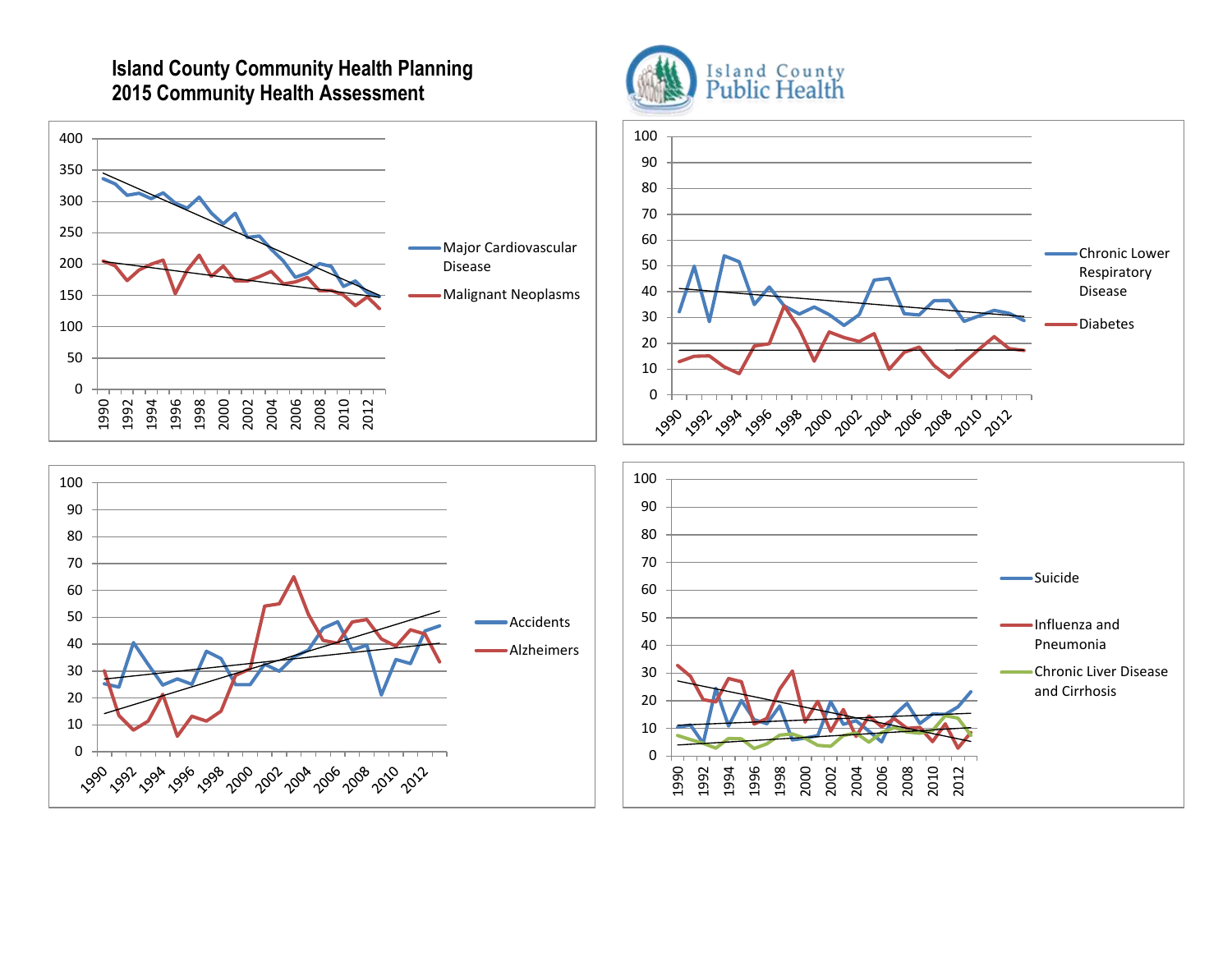# Island County Community Health Planning
# 2015 Community Health Assessment

Island County Public Health

400
350
300
250
200
150
100
50
0

1990 1992 1994 1996 1998 2000 2002 2004 2006 2008 2010 2012

Major Cardiovascular Disease

Malignant Neoplasms

100
90
80
70
60
50
40
30
20
10
0

1990 1992 1994 1996 1998 2000 2002 2004 2006 2008 2010 2012

Chronic Lower Respiratory Disease

Diabetes

100
90
80
70
60
50
40
30
20
10
0

1990 1992 1994 1996 1998 2000 2002 2004 2006 2008 2010 2012

Accidents

Alzheimers

100
90
80
70
60
50
40
30
20
10
0

1990 1992 1994 1996 1998 2000 2002 2004 2006 2008 2010 2012

Suicide

Influenza and Pneumonia

Chronic Liver Disease and Cirrhosis